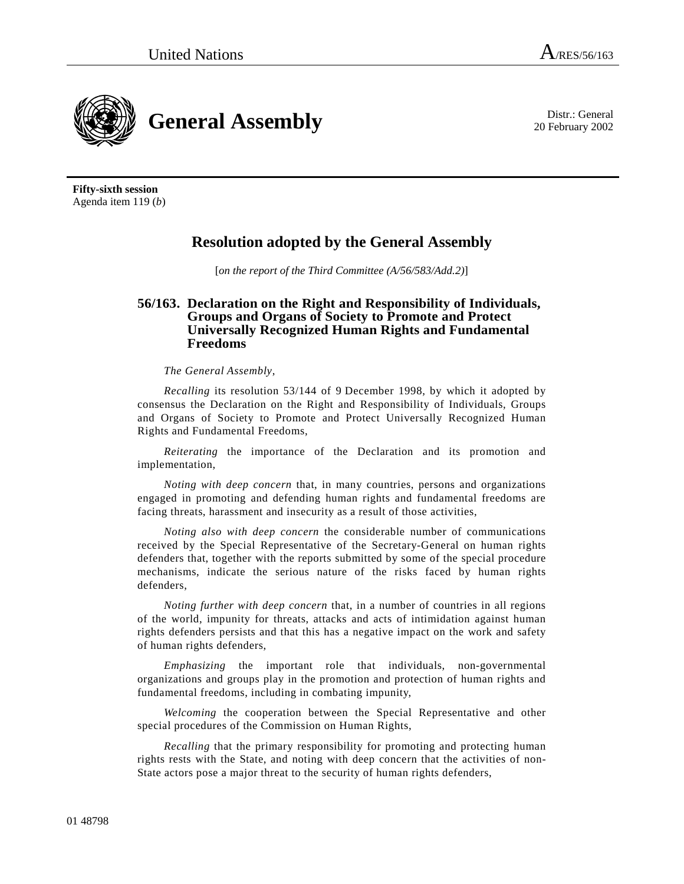United Nations A/RES/56/163

# General Assembly

Distr.: General
20 February 2002

**Fifty-sixth session**
Agenda item 119 (*b*)

## Resolution adopted by the General Assembly

[*on the report of the Third Committee (A/56/583/Add.2)*]

### 56/163. Declaration on the Right and Responsibility of Individuals, Groups and Organs of Society to Promote and Protect Universally Recognized Human Rights and Fundamental Freedoms

*The General Assembly*,

*Recalling* its resolution 53/144 of 9 December 1998, by which it adopted by consensus the Declaration on the Right and Responsibility of Individuals, Groups and Organs of Society to Promote and Protect Universally Recognized Human Rights and Fundamental Freedoms,

*Reiterating* the importance of the Declaration and its promotion and implementation,

*Noting with deep concern* that, in many countries, persons and organizations engaged in promoting and defending human rights and fundamental freedoms are facing threats, harassment and insecurity as a result of those activities,

*Noting also with deep concern* the considerable number of communications received by the Special Representative of the Secretary-General on human rights defenders that, together with the reports submitted by some of the special procedure mechanisms, indicate the serious nature of the risks faced by human rights defenders,

*Noting further with deep concern* that, in a number of countries in all regions of the world, impunity for threats, attacks and acts of intimidation against human rights defenders persists and that this has a negative impact on the work and safety of human rights defenders,

*Emphasizing* the important role that individuals, non-governmental organizations and groups play in the promotion and protection of human rights and fundamental freedoms, including in combating impunity,

*Welcoming* the cooperation between the Special Representative and other special procedures of the Commission on Human Rights,

*Recalling* that the primary responsibility for promoting and protecting human rights rests with the State, and noting with deep concern that the activities of non-State actors pose a major threat to the security of human rights defenders,

01 48798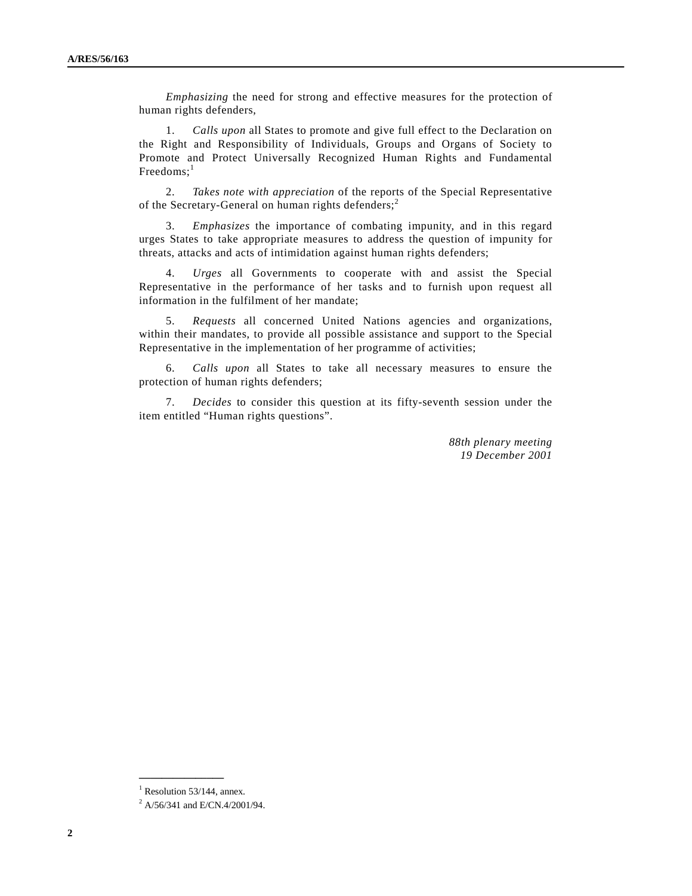*Emphasizing* the need for strong and effective measures for the protection of human rights defenders,

1. *Calls upon* all States to promote and give full effect to the Declaration on the Right and Responsibility of Individuals, Groups and Organs of Society to Promote and Protect Universally Recognized Human Rights and Fundamental Freedoms;[1]

2. *Takes note with appreciation* of the reports of the Special Representative of the Secretary-General on human rights defenders;[2]

3. *Emphasizes* the importance of combating impunity, and in this regard urges States to take appropriate measures to address the question of impunity for threats, attacks and acts of intimidation against human rights defenders;

4. *Urges* all Governments to cooperate with and assist the Special Representative in the performance of her tasks and to furnish upon request all information in the fulfilment of her mandate;

5. *Requests* all concerned United Nations agencies and organizations, within their mandates, to provide all possible assistance and support to the Special Representative in the implementation of her programme of activities;

6. *Calls upon* all States to take all necessary measures to ensure the protection of human rights defenders;

7. *Decides* to consider this question at its fifty-seventh session under the item entitled "Human rights questions".

*88th plenary meeting*
*19 December 2001*

---

[1] Resolution 53/144, annex.

[2] A/56/341 and E/CN.4/2001/94.